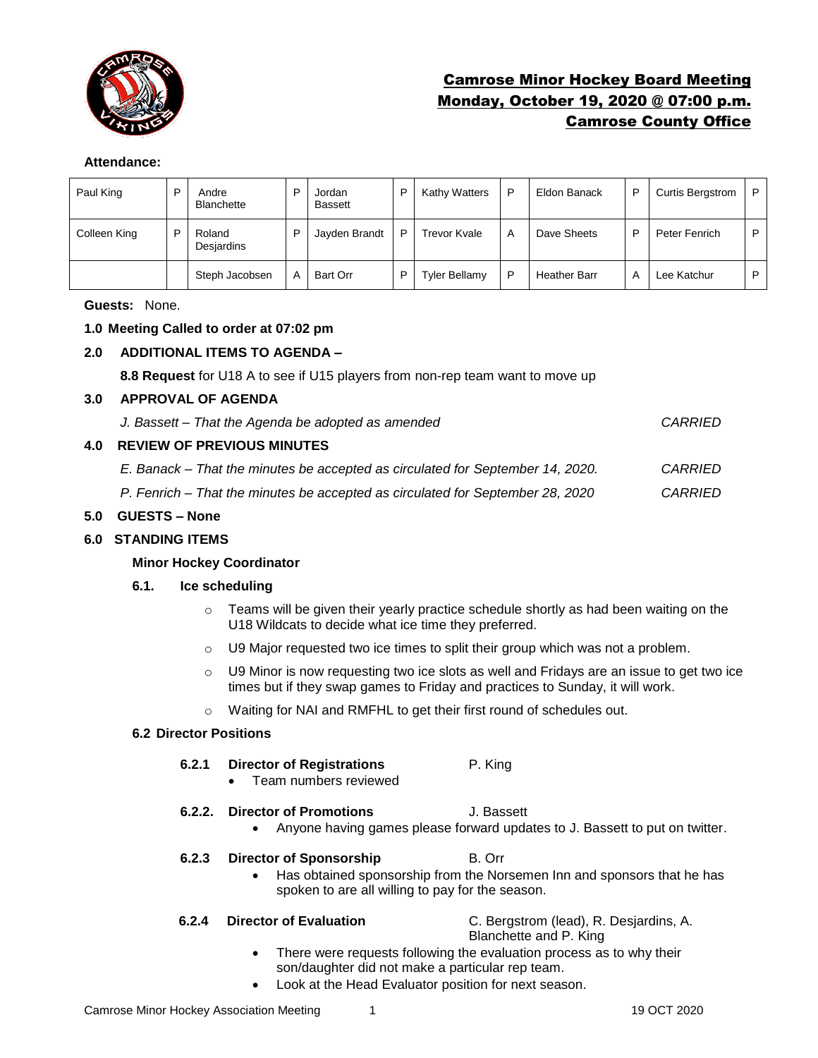# Camrose Minor Hockey Board Meeting
## Monday, October 19, 2020 @ 07:00 p.m.
## Camrose County Office

**Attendance:**

| | | | | | | | | | | | |
|---|---|---|---|---|---|---|---|---|---|---|---|
| Paul King | P | Andre Blanchette | P | Jordan Bassett | P | Kathy Watters | P | Eldon Banack | P | Curtis Bergstrom | P |
| Colleen King | P | Roland Desjardins | P | Jayden Brandt | P | Trevor Kvale | A | Dave Sheets | P | Peter Fenrich | P |
| | | Steph Jacobsen | A | Bart Orr | P | Tyler Bellamy | P | Heather Barr | A | Lee Katchur | P |

**Guests:** None.

**1.0 Meeting Called to order at 07:02 pm**

**2.0 ADDITIONAL ITEMS TO AGENDA –**

**8.8 Request** for U18 A to see if U15 players from non-rep team want to move up

**3.0 APPROVAL OF AGENDA**

*J. Bassett – That the Agenda be adopted as amended* *CARRIED*

**4.0 REVIEW OF PREVIOUS MINUTES**

*E. Banack – That the minutes be accepted as circulated for September 14, 2020.* *CARRIED*

*P. Fenrich – That the minutes be accepted as circulated for September 28, 2020* *CARRIED*

**5.0 GUESTS – None**

**6.0 STANDING ITEMS**

**Minor Hockey Coordinator**

**6.1. Ice scheduling**

- Teams will be given their yearly practice schedule shortly as had been waiting on the U18 Wildcats to decide what ice time they preferred.
- U9 Major requested two ice times to split their group which was not a problem.
- U9 Minor is now requesting two ice slots as well and Fridays are an issue to get two ice times but if they swap games to Friday and practices to Sunday, it will work.
- Waiting for NAI and RMFHL to get their first round of schedules out.

**6.2 Director Positions**

**6.2.1 Director of Registrations** P. King

- Team numbers reviewed

**6.2.2. Director of Promotions** J. Bassett

- Anyone having games please forward updates to J. Bassett to put on twitter.

**6.2.3 Director of Sponsorship** B. Orr

- Has obtained sponsorship from the Norsemen Inn and sponsors that he has spoken to are all willing to pay for the season.

**6.2.4 Director of Evaluation** C. Bergstrom (lead), R. Desjardins, A. Blanchette and P. King

- There were requests following the evaluation process as to why their son/daughter did not make a particular rep team.
- Look at the Head Evaluator position for next season.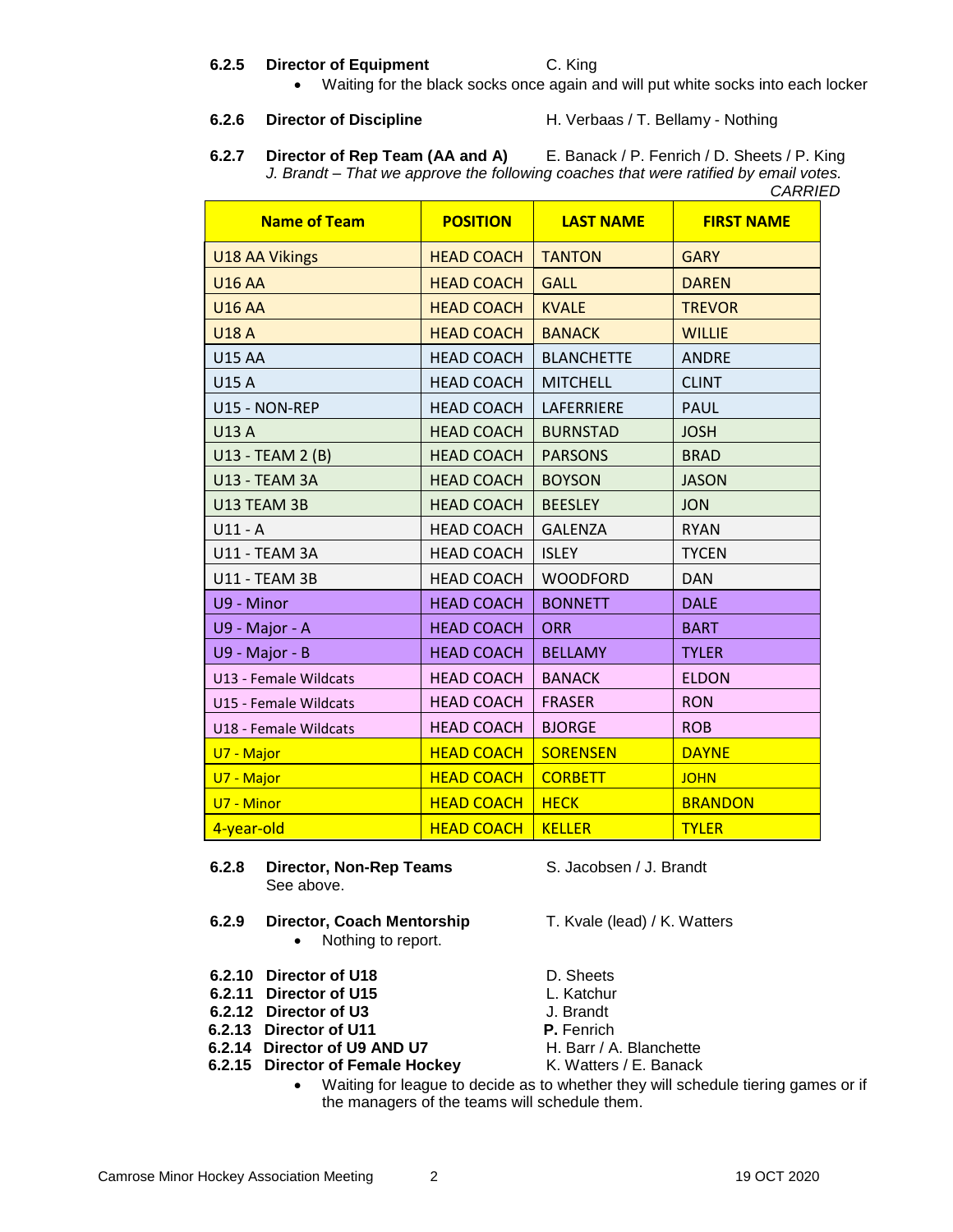**6.2.5 Director of Equipment** C. King

- Waiting for the black socks once again and will put white socks into each locker

**6.2.6 Director of Discipline** H. Verbaas / T. Bellamy - Nothing

**6.2.7 Director of Rep Team (AA and A)** E. Banack / P. Fenrich / D. Sheets / P. King

*J. Brandt – That we approve the following coaches that were ratified by email votes.*
*CARRIED*

| Name of Team | POSITION | LAST NAME | FIRST NAME |
|---|---|---|---|
| U18 AA Vikings | HEAD COACH | TANTON | GARY |
| U16 AA | HEAD COACH | GALL | DAREN |
| U16 AA | HEAD COACH | KVALE | TREVOR |
| U18 A | HEAD COACH | BANACK | WILLIE |
| U15 AA | HEAD COACH | BLANCHETTE | ANDRE |
| U15 A | HEAD COACH | MITCHELL | CLINT |
| U15 - NON-REP | HEAD COACH | LAFERRIERE | PAUL |
| U13 A | HEAD COACH | BURNSTAD | JOSH |
| U13 - TEAM 2 (B) | HEAD COACH | PARSONS | BRAD |
| U13 - TEAM 3A | HEAD COACH | BOYSON | JASON |
| U13 TEAM 3B | HEAD COACH | BEESLEY | JON |
| U11 - A | HEAD COACH | GALENZA | RYAN |
| U11 - TEAM 3A | HEAD COACH | ISLEY | TYCEN |
| U11 - TEAM 3B | HEAD COACH | WOODFORD | DAN |
| U9 - Minor | HEAD COACH | BONNETT | DALE |
| U9 - Major - A | HEAD COACH | ORR | BART |
| U9 - Major - B | HEAD COACH | BELLAMY | TYLER |
| U13 - Female Wildcats | HEAD COACH | BANACK | ELDON |
| U15 - Female Wildcats | HEAD COACH | FRASER | RON |
| U18 - Female Wildcats | HEAD COACH | BJORGE | ROB |
| U7 - Major | HEAD COACH | SORENSEN | DAYNE |
| U7 - Major | HEAD COACH | CORBETT | JOHN |
| U7 - Minor | HEAD COACH | HECK | BRANDON |
| 4-year-old | HEAD COACH | KELLER | TYLER |

**6.2.8 Director, Non-Rep Teams** S. Jacobsen / J. Brandt

See above.

**6.2.9 Director, Coach Mentorship** T. Kvale (lead) / K. Watters

- Nothing to report.

**6.2.10 Director of U18** D. Sheets

**6.2.11 Director of U15** L. Katchur

**6.2.12 Director of U3** J. Brandt

**6.2.13 Director of U11** **P.** Fenrich

**6.2.14 Director of U9 AND U7** H. Barr / A. Blanchette

**6.2.15 Director of Female Hockey** K. Watters / E. Banack

- Waiting for league to decide as to whether they will schedule tiering games or if the managers of the teams will schedule them.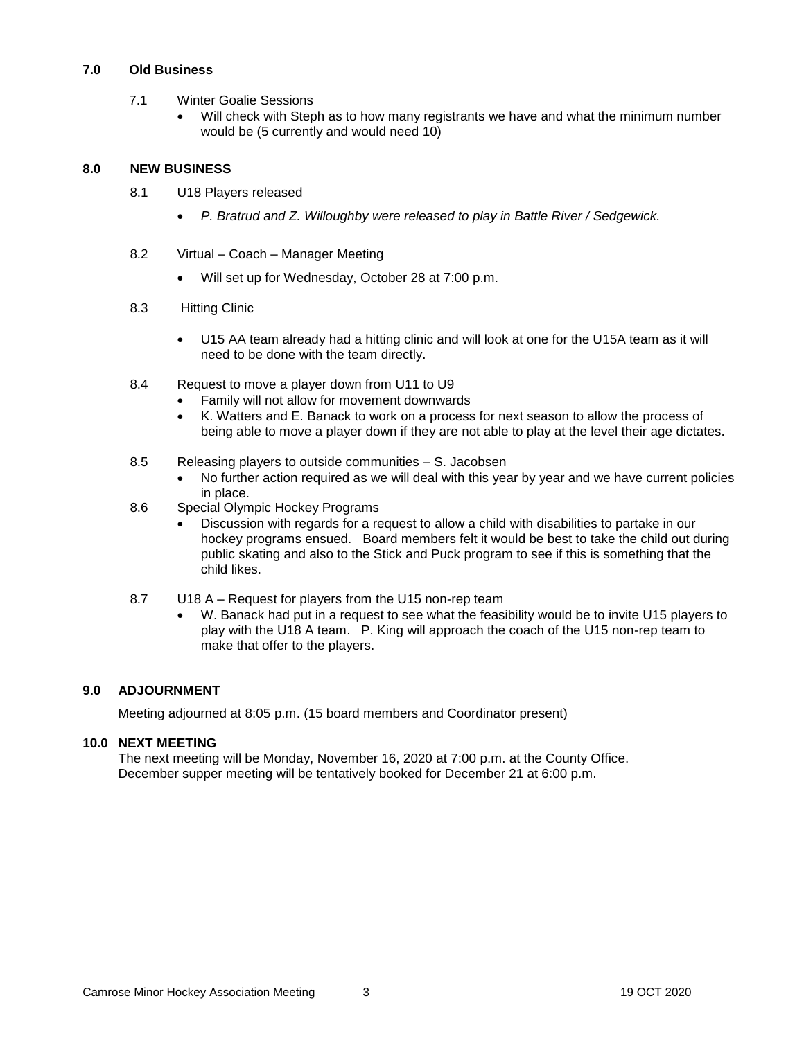## 7.0 Old Business

7.1 Winter Goalie Sessions

- Will check with Steph as to how many registrants we have and what the minimum number would be (5 currently and would need 10)

## 8.0 NEW BUSINESS

8.1 U18 Players released

- *P. Bratrud and Z. Willoughby were released to play in Battle River / Sedgewick.*

8.2 Virtual – Coach – Manager Meeting

- Will set up for Wednesday, October 28 at 7:00 p.m.

8.3 Hitting Clinic

- U15 AA team already had a hitting clinic and will look at one for the U15A team as it will need to be done with the team directly.

8.4 Request to move a player down from U11 to U9

- Family will not allow for movement downwards
- K. Watters and E. Banack to work on a process for next season to allow the process of being able to move a player down if they are not able to play at the level their age dictates.

8.5 Releasing players to outside communities – S. Jacobsen

- No further action required as we will deal with this year by year and we have current policies in place.

8.6 Special Olympic Hockey Programs

- Discussion with regards for a request to allow a child with disabilities to partake in our hockey programs ensued. Board members felt it would be best to take the child out during public skating and also to the Stick and Puck program to see if this is something that the child likes.

8.7 U18 A – Request for players from the U15 non-rep team

- W. Banack had put in a request to see what the feasibility would be to invite U15 players to play with the U18 A team. P. King will approach the coach of the U15 non-rep team to make that offer to the players.

## 9.0 ADJOURNMENT

Meeting adjourned at 8:05 p.m. (15 board members and Coordinator present)

## 10.0 NEXT MEETING

The next meeting will be Monday, November 16, 2020 at 7:00 p.m. at the County Office.
December supper meeting will be tentatively booked for December 21 at 6:00 p.m.